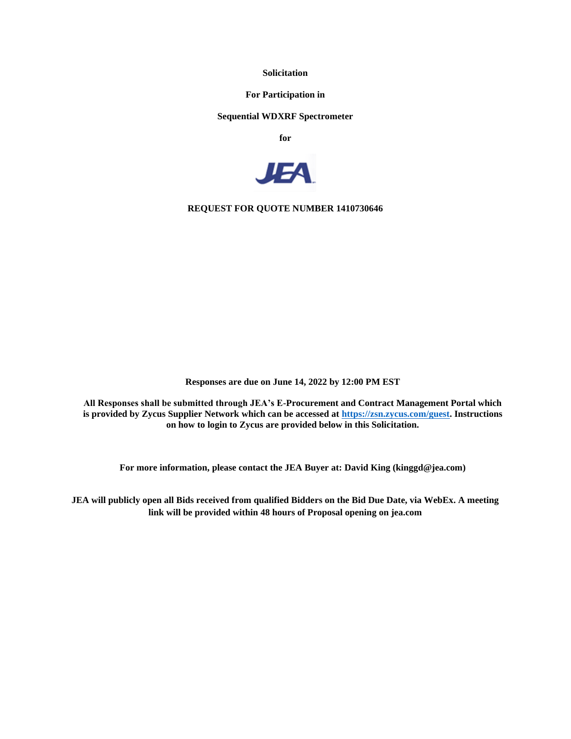**Solicitation**

**For Participation in**

**Sequential WDXRF Spectrometer**

**for**

**REQUEST FOR QUOTE NUMBER 1410730646**

**Responses are due on June 14, 2022 by 12:00 PM EST**

**All Responses shall be submitted through JEA's E-Procurement and Contract Management Portal which is provided by Zycus Supplier Network which can be accessed at [https://zsn.zycus.com/guest](https://zsn.zycus.com/guest). Instructions on how to login to Zycus are provided below in this Solicitation.**

**For more information, please contact the JEA Buyer at: David King (kinggd@jea.com)**

**JEA will publicly open all Bids received from qualified Bidders on the Bid Due Date, via WebEx. A meeting link will be provided within 48 hours of Proposal opening on jea.com**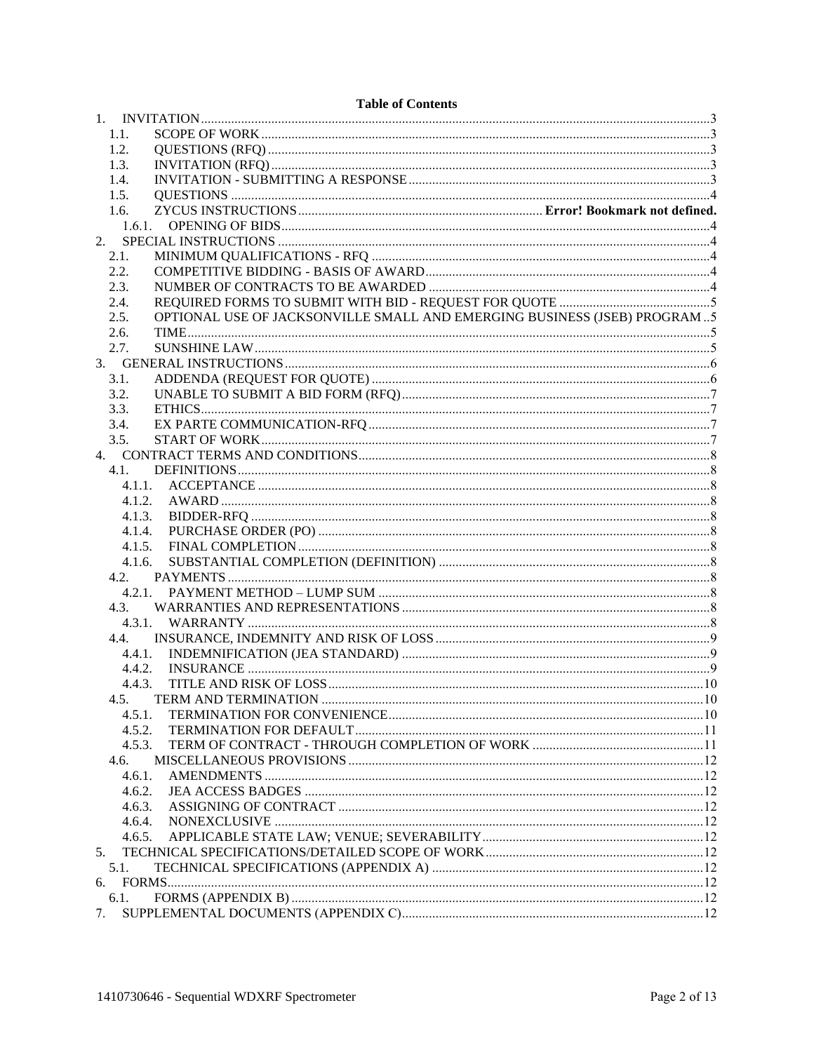**Table of Contents**

1. INVITATION ...3
   - 1.1. SCOPE OF WORK ...3
   - 1.2. QUESTIONS (RFQ) ...3
   - 1.3. INVITATION (RFQ) ...3
   - 1.4. INVITATION - SUBMITTING A RESPONSE ...3
   - 1.5. QUESTIONS ...4
   - 1.6. ZYCUS INSTRUCTIONS ... **Error! Bookmark not defined.**
     - 1.6.1. OPENING OF BIDS ...4
2. SPECIAL INSTRUCTIONS ...4
   - 2.1. MINIMUM QUALIFICATIONS - RFQ ...4
   - 2.2. COMPETITIVE BIDDING - BASIS OF AWARD ...4
   - 2.3. NUMBER OF CONTRACTS TO BE AWARDED ...4
   - 2.4. REQUIRED FORMS TO SUBMIT WITH BID - REQUEST FOR QUOTE ...5
   - 2.5. OPTIONAL USE OF JACKSONVILLE SMALL AND EMERGING BUSINESS (JSEB) PROGRAM ...5
   - 2.6. TIME ...5
   - 2.7. SUNSHINE LAW ...5
3. GENERAL INSTRUCTIONS ...6
   - 3.1. ADDENDA (REQUEST FOR QUOTE) ...6
   - 3.2. UNABLE TO SUBMIT A BID FORM (RFQ) ...7
   - 3.3. ETHICS ...7
   - 3.4. EX PARTE COMMUNICATION-RFQ ...7
   - 3.5. START OF WORK ...7
4. CONTRACT TERMS AND CONDITIONS ...8
   - 4.1. DEFINITIONS ...8
     - 4.1.1. ACCEPTANCE ...8
     - 4.1.2. AWARD ...8
     - 4.1.3. BIDDER-RFQ ...8
     - 4.1.4. PURCHASE ORDER (PO) ...8
     - 4.1.5. FINAL COMPLETION ...8
     - 4.1.6. SUBSTANTIAL COMPLETION (DEFINITION) ...8
   - 4.2. PAYMENTS ...8
     - 4.2.1. PAYMENT METHOD – LUMP SUM ...8
   - 4.3. WARRANTIES AND REPRESENTATIONS ...8
     - 4.3.1. WARRANTY ...8
   - 4.4. INSURANCE, INDEMNITY AND RISK OF LOSS ...9
     - 4.4.1. INDEMNIFICATION (JEA STANDARD) ...9
     - 4.4.2. INSURANCE ...9
     - 4.4.3. TITLE AND RISK OF LOSS ...10
   - 4.5. TERM AND TERMINATION ...10
     - 4.5.1. TERMINATION FOR CONVENIENCE ...10
     - 4.5.2. TERMINATION FOR DEFAULT ...11
     - 4.5.3. TERM OF CONTRACT - THROUGH COMPLETION OF WORK ...11
   - 4.6. MISCELLANEOUS PROVISIONS ...12
     - 4.6.1. AMENDMENTS ...12
     - 4.6.2. JEA ACCESS BADGES ...12
     - 4.6.3. ASSIGNING OF CONTRACT ...12
     - 4.6.4. NONEXCLUSIVE ...12
     - 4.6.5. APPLICABLE STATE LAW; VENUE; SEVERABILITY ...12
5. TECHNICAL SPECIFICATIONS/DETAILED SCOPE OF WORK ...12
   - 5.1. TECHNICAL SPECIFICATIONS (APPENDIX A) ...12
6. FORMS ...12
   - 6.1. FORMS (APPENDIX B) ...12
7. SUPPLEMENTAL DOCUMENTS (APPENDIX C) ...12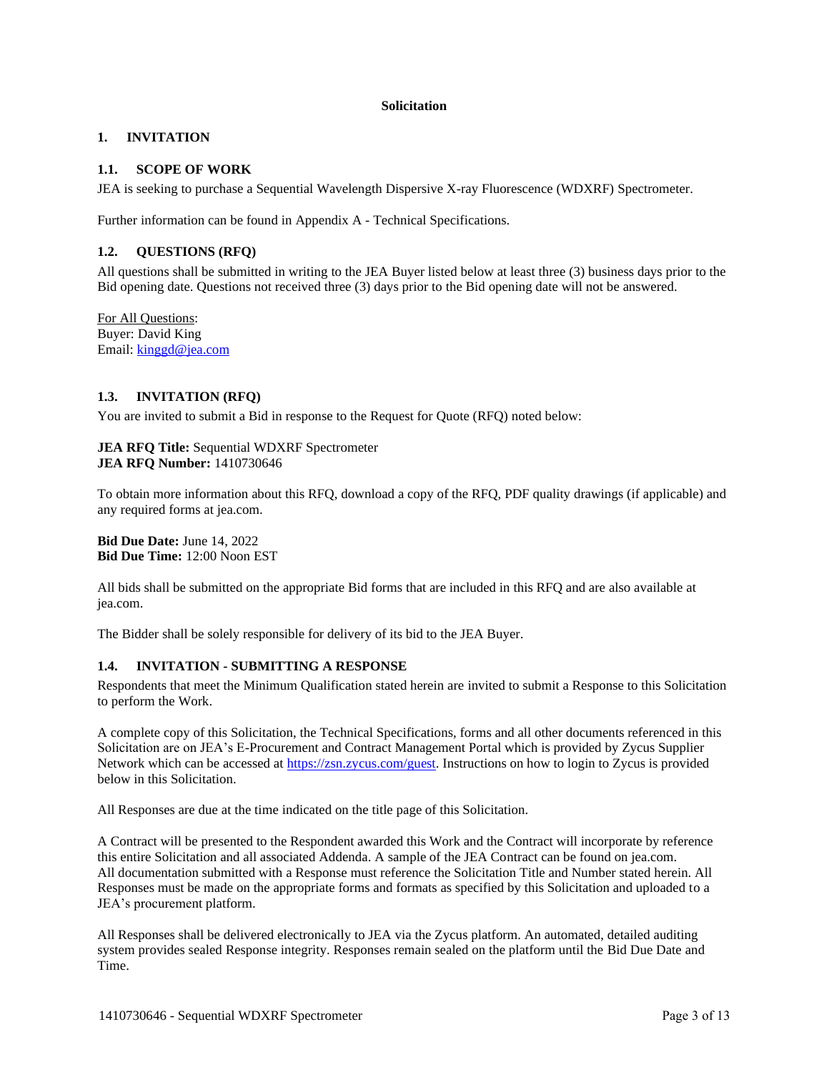# Solicitation

## 1. INVITATION

### 1.1. SCOPE OF WORK

JEA is seeking to purchase a Sequential Wavelength Dispersive X-ray Fluorescence (WDXRF) Spectrometer.

Further information can be found in Appendix A - Technical Specifications.

### 1.2. QUESTIONS (RFQ)

All questions shall be submitted in writing to the JEA Buyer listed below at least three (3) business days prior to the Bid opening date. Questions not received three (3) days prior to the Bid opening date will not be answered.

For All Questions:
Buyer: David King
Email: kinggd@jea.com

### 1.3. INVITATION (RFQ)

You are invited to submit a Bid in response to the Request for Quote (RFQ) noted below:

**JEA RFQ Title:** Sequential WDXRF Spectrometer
**JEA RFQ Number:** 1410730646

To obtain more information about this RFQ, download a copy of the RFQ, PDF quality drawings (if applicable) and any required forms at jea.com.

**Bid Due Date:** June 14, 2022
**Bid Due Time:** 12:00 Noon EST

All bids shall be submitted on the appropriate Bid forms that are included in this RFQ and are also available at jea.com.

The Bidder shall be solely responsible for delivery of its bid to the JEA Buyer.

### 1.4. INVITATION - SUBMITTING A RESPONSE

Respondents that meet the Minimum Qualification stated herein are invited to submit a Response to this Solicitation to perform the Work.

A complete copy of this Solicitation, the Technical Specifications, forms and all other documents referenced in this Solicitation are on JEA's E-Procurement and Contract Management Portal which is provided by Zycus Supplier Network which can be accessed at https://zsn.zycus.com/guest. Instructions on how to login to Zycus is provided below in this Solicitation.

All Responses are due at the time indicated on the title page of this Solicitation.

A Contract will be presented to the Respondent awarded this Work and the Contract will incorporate by reference this entire Solicitation and all associated Addenda. A sample of the JEA Contract can be found on jea.com. All documentation submitted with a Response must reference the Solicitation Title and Number stated herein. All Responses must be made on the appropriate forms and formats as specified by this Solicitation and uploaded to a JEA's procurement platform.

All Responses shall be delivered electronically to JEA via the Zycus platform. An automated, detailed auditing system provides sealed Response integrity. Responses remain sealed on the platform until the Bid Due Date and Time.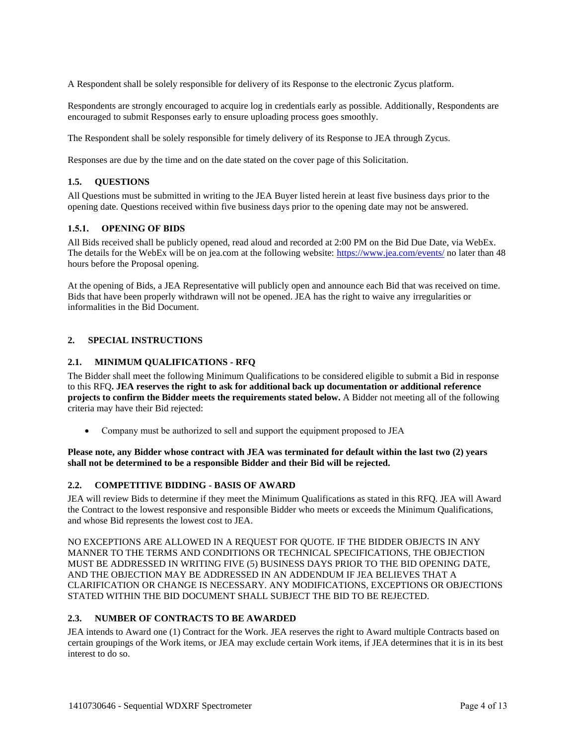A Respondent shall be solely responsible for delivery of its Response to the electronic Zycus platform.

Respondents are strongly encouraged to acquire log in credentials early as possible. Additionally, Respondents are encouraged to submit Responses early to ensure uploading process goes smoothly.

The Respondent shall be solely responsible for timely delivery of its Response to JEA through Zycus.

Responses are due by the time and on the date stated on the cover page of this Solicitation.

### 1.5. QUESTIONS

All Questions must be submitted in writing to the JEA Buyer listed herein at least five business days prior to the opening date. Questions received within five business days prior to the opening date may not be answered.

#### 1.5.1. OPENING OF BIDS

All Bids received shall be publicly opened, read aloud and recorded at 2:00 PM on the Bid Due Date, via WebEx. The details for the WebEx will be on jea.com at the following website: https://www.jea.com/events/ no later than 48 hours before the Proposal opening.

At the opening of Bids, a JEA Representative will publicly open and announce each Bid that was received on time. Bids that have been properly withdrawn will not be opened. JEA has the right to waive any irregularities or informalities in the Bid Document.

## 2. SPECIAL INSTRUCTIONS

### 2.1. MINIMUM QUALIFICATIONS - RFQ

The Bidder shall meet the following Minimum Qualifications to be considered eligible to submit a Bid in response to this RFQ**. JEA reserves the right to ask for additional back up documentation or additional reference projects to confirm the Bidder meets the requirements stated below.** A Bidder not meeting all of the following criteria may have their Bid rejected:

- Company must be authorized to sell and support the equipment proposed to JEA

**Please note, any Bidder whose contract with JEA was terminated for default within the last two (2) years shall not be determined to be a responsible Bidder and their Bid will be rejected.**

### 2.2. COMPETITIVE BIDDING - BASIS OF AWARD

JEA will review Bids to determine if they meet the Minimum Qualifications as stated in this RFQ. JEA will Award the Contract to the lowest responsive and responsible Bidder who meets or exceeds the Minimum Qualifications, and whose Bid represents the lowest cost to JEA.

NO EXCEPTIONS ARE ALLOWED IN A REQUEST FOR QUOTE. IF THE BIDDER OBJECTS IN ANY MANNER TO THE TERMS AND CONDITIONS OR TECHNICAL SPECIFICATIONS, THE OBJECTION MUST BE ADDRESSED IN WRITING FIVE (5) BUSINESS DAYS PRIOR TO THE BID OPENING DATE, AND THE OBJECTION MAY BE ADDRESSED IN AN ADDENDUM IF JEA BELIEVES THAT A CLARIFICATION OR CHANGE IS NECESSARY. ANY MODIFICATIONS, EXCEPTIONS OR OBJECTIONS STATED WITHIN THE BID DOCUMENT SHALL SUBJECT THE BID TO BE REJECTED.

### 2.3. NUMBER OF CONTRACTS TO BE AWARDED

JEA intends to Award one (1) Contract for the Work. JEA reserves the right to Award multiple Contracts based on certain groupings of the Work items, or JEA may exclude certain Work items, if JEA determines that it is in its best interest to do so.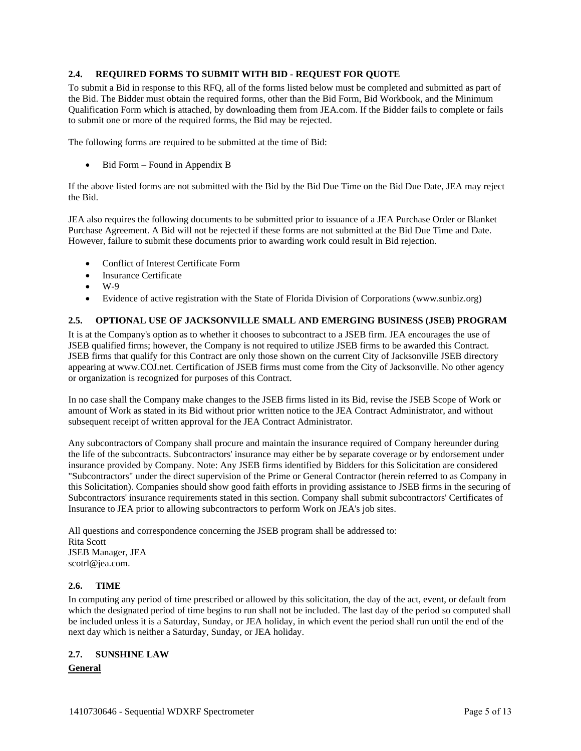### 2.4. REQUIRED FORMS TO SUBMIT WITH BID - REQUEST FOR QUOTE

To submit a Bid in response to this RFQ, all of the forms listed below must be completed and submitted as part of the Bid. The Bidder must obtain the required forms, other than the Bid Form, Bid Workbook, and the Minimum Qualification Form which is attached, by downloading them from JEA.com. If the Bidder fails to complete or fails to submit one or more of the required forms, the Bid may be rejected.

The following forms are required to be submitted at the time of Bid:

- Bid Form – Found in Appendix B

If the above listed forms are not submitted with the Bid by the Bid Due Time on the Bid Due Date, JEA may reject the Bid.

JEA also requires the following documents to be submitted prior to issuance of a JEA Purchase Order or Blanket Purchase Agreement. A Bid will not be rejected if these forms are not submitted at the Bid Due Time and Date. However, failure to submit these documents prior to awarding work could result in Bid rejection.

- Conflict of Interest Certificate Form
- Insurance Certificate
- W-9
- Evidence of active registration with the State of Florida Division of Corporations (www.sunbiz.org)

### 2.5. OPTIONAL USE OF JACKSONVILLE SMALL AND EMERGING BUSINESS (JSEB) PROGRAM

It is at the Company's option as to whether it chooses to subcontract to a JSEB firm. JEA encourages the use of JSEB qualified firms; however, the Company is not required to utilize JSEB firms to be awarded this Contract. JSEB firms that qualify for this Contract are only those shown on the current City of Jacksonville JSEB directory appearing at www.COJ.net. Certification of JSEB firms must come from the City of Jacksonville. No other agency or organization is recognized for purposes of this Contract.

In no case shall the Company make changes to the JSEB firms listed in its Bid, revise the JSEB Scope of Work or amount of Work as stated in its Bid without prior written notice to the JEA Contract Administrator, and without subsequent receipt of written approval for the JEA Contract Administrator.

Any subcontractors of Company shall procure and maintain the insurance required of Company hereunder during the life of the subcontracts. Subcontractors' insurance may either be by separate coverage or by endorsement under insurance provided by Company. Note: Any JSEB firms identified by Bidders for this Solicitation are considered "Subcontractors" under the direct supervision of the Prime or General Contractor (herein referred to as Company in this Solicitation). Companies should show good faith efforts in providing assistance to JSEB firms in the securing of Subcontractors' insurance requirements stated in this section. Company shall submit subcontractors' Certificates of Insurance to JEA prior to allowing subcontractors to perform Work on JEA's job sites.

All questions and correspondence concerning the JSEB program shall be addressed to:
Rita Scott
JSEB Manager, JEA
scotrl@jea.com.

### 2.6. TIME

In computing any period of time prescribed or allowed by this solicitation, the day of the act, event, or default from which the designated period of time begins to run shall not be included. The last day of the period so computed shall be included unless it is a Saturday, Sunday, or JEA holiday, in which event the period shall run until the end of the next day which is neither a Saturday, Sunday, or JEA holiday.

### 2.7. SUNSHINE LAW

**General**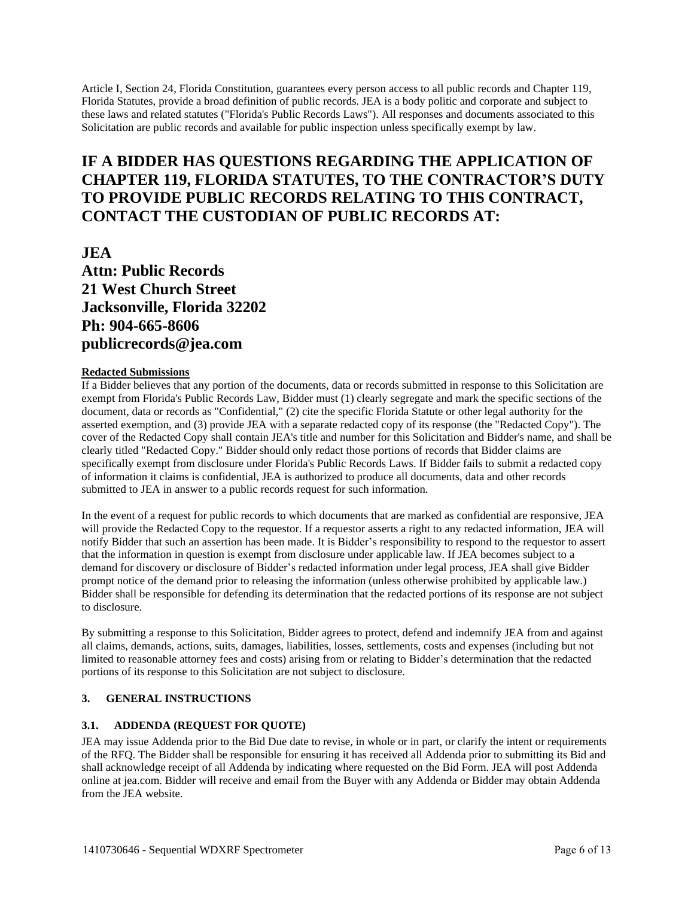Article I, Section 24, Florida Constitution, guarantees every person access to all public records and Chapter 119, Florida Statutes, provide a broad definition of public records. JEA is a body politic and corporate and subject to these laws and related statutes ("Florida's Public Records Laws"). All responses and documents associated to this Solicitation are public records and available for public inspection unless specifically exempt by law.

## IF A BIDDER HAS QUESTIONS REGARDING THE APPLICATION OF CHAPTER 119, FLORIDA STATUTES, TO THE CONTRACTOR'S DUTY TO PROVIDE PUBLIC RECORDS RELATING TO THIS CONTRACT, CONTACT THE CUSTODIAN OF PUBLIC RECORDS AT:

**JEA**
**Attn: Public Records**
**21 West Church Street**
**Jacksonville, Florida 32202**
**Ph: 904-665-8606**
**publicrecords@jea.com**

**Redacted Submissions**

If a Bidder believes that any portion of the documents, data or records submitted in response to this Solicitation are exempt from Florida's Public Records Law, Bidder must (1) clearly segregate and mark the specific sections of the document, data or records as "Confidential," (2) cite the specific Florida Statute or other legal authority for the asserted exemption, and (3) provide JEA with a separate redacted copy of its response (the "Redacted Copy"). The cover of the Redacted Copy shall contain JEA's title and number for this Solicitation and Bidder's name, and shall be clearly titled "Redacted Copy." Bidder should only redact those portions of records that Bidder claims are specifically exempt from disclosure under Florida's Public Records Laws. If Bidder fails to submit a redacted copy of information it claims is confidential, JEA is authorized to produce all documents, data and other records submitted to JEA in answer to a public records request for such information.

In the event of a request for public records to which documents that are marked as confidential are responsive, JEA will provide the Redacted Copy to the requestor. If a requestor asserts a right to any redacted information, JEA will notify Bidder that such an assertion has been made. It is Bidder's responsibility to respond to the requestor to assert that the information in question is exempt from disclosure under applicable law. If JEA becomes subject to a demand for discovery or disclosure of Bidder's redacted information under legal process, JEA shall give Bidder prompt notice of the demand prior to releasing the information (unless otherwise prohibited by applicable law.) Bidder shall be responsible for defending its determination that the redacted portions of its response are not subject to disclosure.

By submitting a response to this Solicitation, Bidder agrees to protect, defend and indemnify JEA from and against all claims, demands, actions, suits, damages, liabilities, losses, settlements, costs and expenses (including but not limited to reasonable attorney fees and costs) arising from or relating to Bidder's determination that the redacted portions of its response to this Solicitation are not subject to disclosure.

### 3. GENERAL INSTRUCTIONS

#### 3.1. ADDENDA (REQUEST FOR QUOTE)

JEA may issue Addenda prior to the Bid Due date to revise, in whole or in part, or clarify the intent or requirements of the RFQ. The Bidder shall be responsible for ensuring it has received all Addenda prior to submitting its Bid and shall acknowledge receipt of all Addenda by indicating where requested on the Bid Form. JEA will post Addenda online at jea.com. Bidder will receive and email from the Buyer with any Addenda or Bidder may obtain Addenda from the JEA website.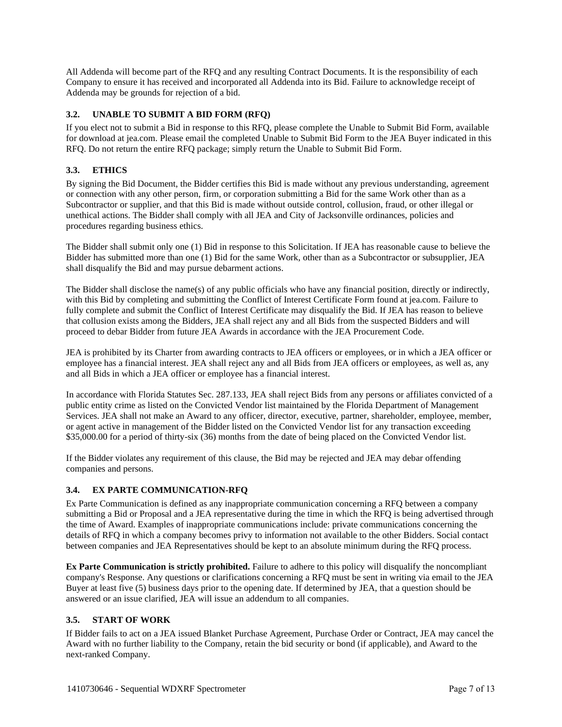All Addenda will become part of the RFQ and any resulting Contract Documents. It is the responsibility of each Company to ensure it has received and incorporated all Addenda into its Bid. Failure to acknowledge receipt of Addenda may be grounds for rejection of a bid.

### 3.2. UNABLE TO SUBMIT A BID FORM (RFQ)

If you elect not to submit a Bid in response to this RFQ, please complete the Unable to Submit Bid Form, available for download at jea.com. Please email the completed Unable to Submit Bid Form to the JEA Buyer indicated in this RFQ. Do not return the entire RFQ package; simply return the Unable to Submit Bid Form.

### 3.3. ETHICS

By signing the Bid Document, the Bidder certifies this Bid is made without any previous understanding, agreement or connection with any other person, firm, or corporation submitting a Bid for the same Work other than as a Subcontractor or supplier, and that this Bid is made without outside control, collusion, fraud, or other illegal or unethical actions. The Bidder shall comply with all JEA and City of Jacksonville ordinances, policies and procedures regarding business ethics.

The Bidder shall submit only one (1) Bid in response to this Solicitation. If JEA has reasonable cause to believe the Bidder has submitted more than one (1) Bid for the same Work, other than as a Subcontractor or subsupplier, JEA shall disqualify the Bid and may pursue debarment actions.

The Bidder shall disclose the name(s) of any public officials who have any financial position, directly or indirectly, with this Bid by completing and submitting the Conflict of Interest Certificate Form found at jea.com. Failure to fully complete and submit the Conflict of Interest Certificate may disqualify the Bid. If JEA has reason to believe that collusion exists among the Bidders, JEA shall reject any and all Bids from the suspected Bidders and will proceed to debar Bidder from future JEA Awards in accordance with the JEA Procurement Code.

JEA is prohibited by its Charter from awarding contracts to JEA officers or employees, or in which a JEA officer or employee has a financial interest. JEA shall reject any and all Bids from JEA officers or employees, as well as, any and all Bids in which a JEA officer or employee has a financial interest.

In accordance with Florida Statutes Sec. 287.133, JEA shall reject Bids from any persons or affiliates convicted of a public entity crime as listed on the Convicted Vendor list maintained by the Florida Department of Management Services. JEA shall not make an Award to any officer, director, executive, partner, shareholder, employee, member, or agent active in management of the Bidder listed on the Convicted Vendor list for any transaction exceeding $35,000.00 for a period of thirty-six (36) months from the date of being placed on the Convicted Vendor list.

If the Bidder violates any requirement of this clause, the Bid may be rejected and JEA may debar offending companies and persons.

### 3.4. EX PARTE COMMUNICATION-RFQ

Ex Parte Communication is defined as any inappropriate communication concerning a RFQ between a company submitting a Bid or Proposal and a JEA representative during the time in which the RFQ is being advertised through the time of Award. Examples of inappropriate communications include: private communications concerning the details of RFQ in which a company becomes privy to information not available to the other Bidders. Social contact between companies and JEA Representatives should be kept to an absolute minimum during the RFQ process.

**Ex Parte Communication is strictly prohibited.** Failure to adhere to this policy will disqualify the noncompliant company's Response. Any questions or clarifications concerning a RFQ must be sent in writing via email to the JEA Buyer at least five (5) business days prior to the opening date. If determined by JEA, that a question should be answered or an issue clarified, JEA will issue an addendum to all companies.

### 3.5. START OF WORK

If Bidder fails to act on a JEA issued Blanket Purchase Agreement, Purchase Order or Contract, JEA may cancel the Award with no further liability to the Company, retain the bid security or bond (if applicable), and Award to the next-ranked Company.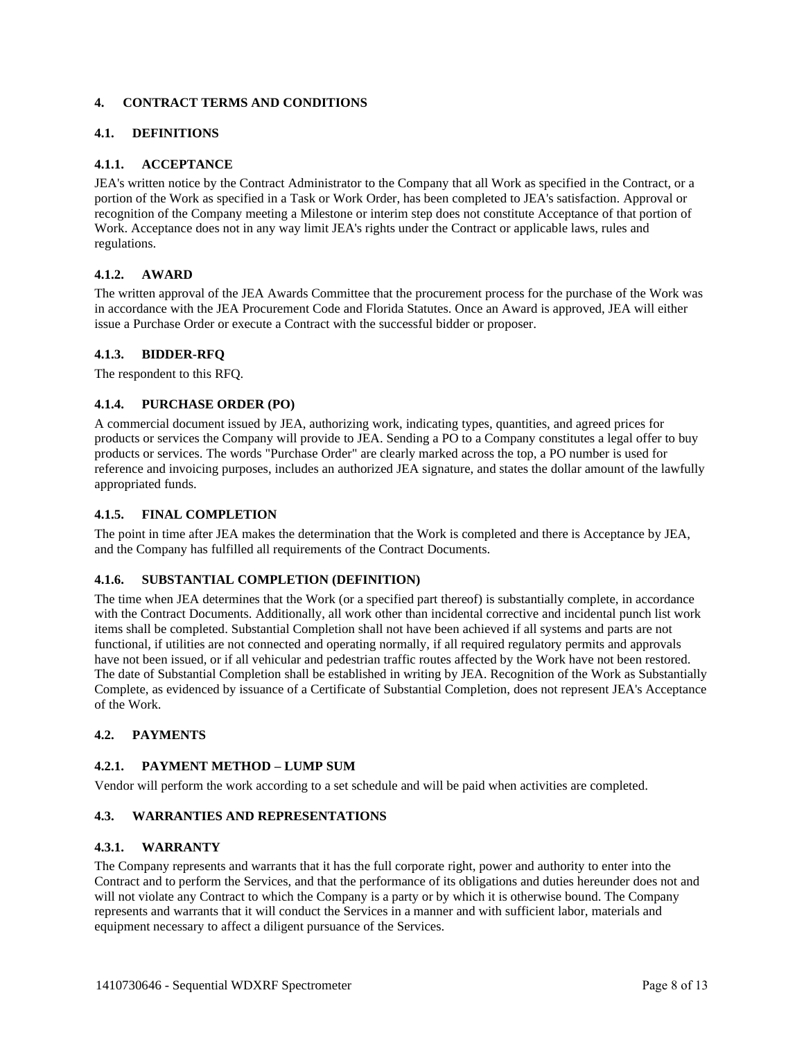## 4. CONTRACT TERMS AND CONDITIONS

### 4.1. DEFINITIONS

#### 4.1.1. ACCEPTANCE

JEA's written notice by the Contract Administrator to the Company that all Work as specified in the Contract, or a portion of the Work as specified in a Task or Work Order, has been completed to JEA's satisfaction. Approval or recognition of the Company meeting a Milestone or interim step does not constitute Acceptance of that portion of Work. Acceptance does not in any way limit JEA's rights under the Contract or applicable laws, rules and regulations.

#### 4.1.2. AWARD

The written approval of the JEA Awards Committee that the procurement process for the purchase of the Work was in accordance with the JEA Procurement Code and Florida Statutes. Once an Award is approved, JEA will either issue a Purchase Order or execute a Contract with the successful bidder or proposer.

#### 4.1.3. BIDDER-RFQ

The respondent to this RFQ.

#### 4.1.4. PURCHASE ORDER (PO)

A commercial document issued by JEA, authorizing work, indicating types, quantities, and agreed prices for products or services the Company will provide to JEA. Sending a PO to a Company constitutes a legal offer to buy products or services. The words "Purchase Order" are clearly marked across the top, a PO number is used for reference and invoicing purposes, includes an authorized JEA signature, and states the dollar amount of the lawfully appropriated funds.

#### 4.1.5. FINAL COMPLETION

The point in time after JEA makes the determination that the Work is completed and there is Acceptance by JEA, and the Company has fulfilled all requirements of the Contract Documents.

#### 4.1.6. SUBSTANTIAL COMPLETION (DEFINITION)

The time when JEA determines that the Work (or a specified part thereof) is substantially complete, in accordance with the Contract Documents. Additionally, all work other than incidental corrective and incidental punch list work items shall be completed. Substantial Completion shall not have been achieved if all systems and parts are not functional, if utilities are not connected and operating normally, if all required regulatory permits and approvals have not been issued, or if all vehicular and pedestrian traffic routes affected by the Work have not been restored. The date of Substantial Completion shall be established in writing by JEA. Recognition of the Work as Substantially Complete, as evidenced by issuance of a Certificate of Substantial Completion, does not represent JEA's Acceptance of the Work.

### 4.2. PAYMENTS

#### 4.2.1. PAYMENT METHOD – LUMP SUM

Vendor will perform the work according to a set schedule and will be paid when activities are completed.

### 4.3. WARRANTIES AND REPRESENTATIONS

#### 4.3.1. WARRANTY

The Company represents and warrants that it has the full corporate right, power and authority to enter into the Contract and to perform the Services, and that the performance of its obligations and duties hereunder does not and will not violate any Contract to which the Company is a party or by which it is otherwise bound. The Company represents and warrants that it will conduct the Services in a manner and with sufficient labor, materials and equipment necessary to affect a diligent pursuance of the Services.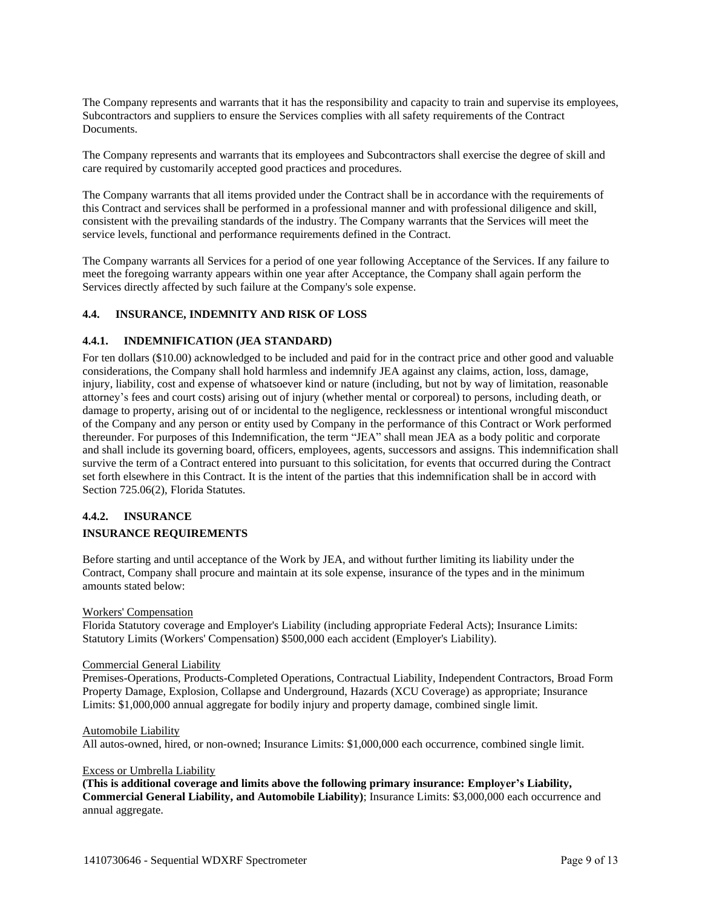The Company represents and warrants that it has the responsibility and capacity to train and supervise its employees, Subcontractors and suppliers to ensure the Services complies with all safety requirements of the Contract Documents.

The Company represents and warrants that its employees and Subcontractors shall exercise the degree of skill and care required by customarily accepted good practices and procedures.

The Company warrants that all items provided under the Contract shall be in accordance with the requirements of this Contract and services shall be performed in a professional manner and with professional diligence and skill, consistent with the prevailing standards of the industry. The Company warrants that the Services will meet the service levels, functional and performance requirements defined in the Contract.

The Company warrants all Services for a period of one year following Acceptance of the Services. If any failure to meet the foregoing warranty appears within one year after Acceptance, the Company shall again perform the Services directly affected by such failure at the Company's sole expense.

### 4.4. INSURANCE, INDEMNITY AND RISK OF LOSS

#### 4.4.1. INDEMNIFICATION (JEA STANDARD)

For ten dollars ($10.00) acknowledged to be included and paid for in the contract price and other good and valuable considerations, the Company shall hold harmless and indemnify JEA against any claims, action, loss, damage, injury, liability, cost and expense of whatsoever kind or nature (including, but not by way of limitation, reasonable attorney's fees and court costs) arising out of injury (whether mental or corporeal) to persons, including death, or damage to property, arising out of or incidental to the negligence, recklessness or intentional wrongful misconduct of the Company and any person or entity used by Company in the performance of this Contract or Work performed thereunder. For purposes of this Indemnification, the term "JEA" shall mean JEA as a body politic and corporate and shall include its governing board, officers, employees, agents, successors and assigns. This indemnification shall survive the term of a Contract entered into pursuant to this solicitation, for events that occurred during the Contract set forth elsewhere in this Contract. It is the intent of the parties that this indemnification shall be in accord with Section 725.06(2), Florida Statutes.

#### 4.4.2. INSURANCE

**INSURANCE REQUIREMENTS**

Before starting and until acceptance of the Work by JEA, and without further limiting its liability under the Contract, Company shall procure and maintain at its sole expense, insurance of the types and in the minimum amounts stated below:

Workers' Compensation
Florida Statutory coverage and Employer's Liability (including appropriate Federal Acts); Insurance Limits: Statutory Limits (Workers' Compensation) $500,000 each accident (Employer's Liability).

Commercial General Liability
Premises-Operations, Products-Completed Operations, Contractual Liability, Independent Contractors, Broad Form Property Damage, Explosion, Collapse and Underground, Hazards (XCU Coverage) as appropriate; Insurance Limits: $1,000,000 annual aggregate for bodily injury and property damage, combined single limit.

Automobile Liability
All autos-owned, hired, or non-owned; Insurance Limits: $1,000,000 each occurrence, combined single limit.

Excess or Umbrella Liability
**(This is additional coverage and limits above the following primary insurance: Employer's Liability, Commercial General Liability, and Automobile Liability)**; Insurance Limits: $3,000,000 each occurrence and annual aggregate.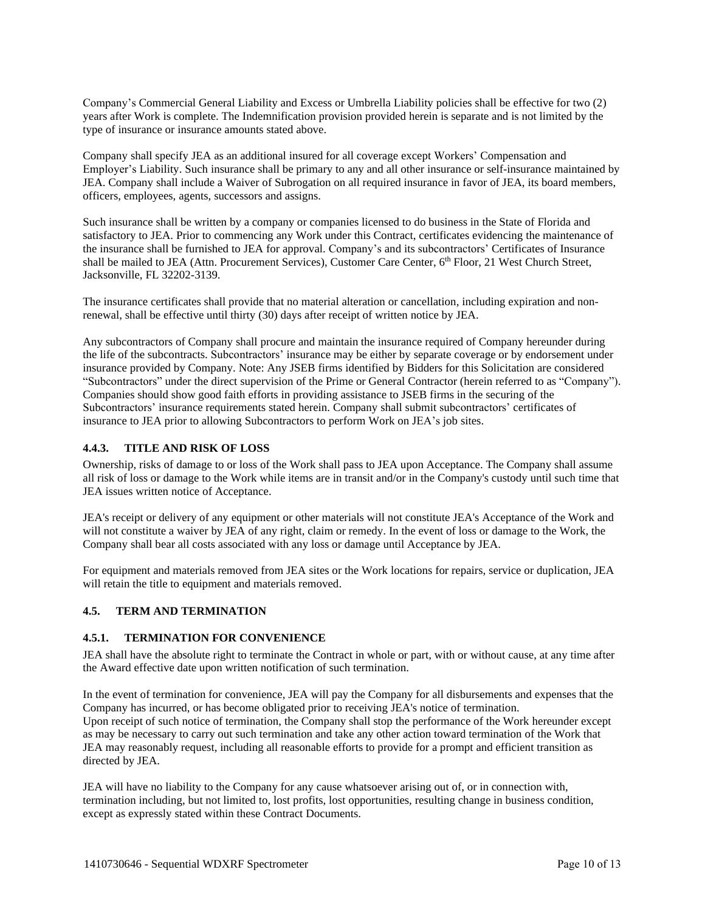Company's Commercial General Liability and Excess or Umbrella Liability policies shall be effective for two (2) years after Work is complete. The Indemnification provision provided herein is separate and is not limited by the type of insurance or insurance amounts stated above.

Company shall specify JEA as an additional insured for all coverage except Workers' Compensation and Employer's Liability. Such insurance shall be primary to any and all other insurance or self-insurance maintained by JEA. Company shall include a Waiver of Subrogation on all required insurance in favor of JEA, its board members, officers, employees, agents, successors and assigns.

Such insurance shall be written by a company or companies licensed to do business in the State of Florida and satisfactory to JEA. Prior to commencing any Work under this Contract, certificates evidencing the maintenance of the insurance shall be furnished to JEA for approval. Company's and its subcontractors' Certificates of Insurance shall be mailed to JEA (Attn. Procurement Services), Customer Care Center, 6th Floor, 21 West Church Street, Jacksonville, FL 32202-3139.

The insurance certificates shall provide that no material alteration or cancellation, including expiration and non-renewal, shall be effective until thirty (30) days after receipt of written notice by JEA.

Any subcontractors of Company shall procure and maintain the insurance required of Company hereunder during the life of the subcontracts. Subcontractors' insurance may be either by separate coverage or by endorsement under insurance provided by Company. Note: Any JSEB firms identified by Bidders for this Solicitation are considered "Subcontractors" under the direct supervision of the Prime or General Contractor (herein referred to as "Company"). Companies should show good faith efforts in providing assistance to JSEB firms in the securing of the Subcontractors' insurance requirements stated herein. Company shall submit subcontractors' certificates of insurance to JEA prior to allowing Subcontractors to perform Work on JEA's job sites.

#### 4.4.3. TITLE AND RISK OF LOSS

Ownership, risks of damage to or loss of the Work shall pass to JEA upon Acceptance. The Company shall assume all risk of loss or damage to the Work while items are in transit and/or in the Company's custody until such time that JEA issues written notice of Acceptance.

JEA's receipt or delivery of any equipment or other materials will not constitute JEA's Acceptance of the Work and will not constitute a waiver by JEA of any right, claim or remedy. In the event of loss or damage to the Work, the Company shall bear all costs associated with any loss or damage until Acceptance by JEA.

For equipment and materials removed from JEA sites or the Work locations for repairs, service or duplication, JEA will retain the title to equipment and materials removed.

### 4.5. TERM AND TERMINATION

#### 4.5.1. TERMINATION FOR CONVENIENCE

JEA shall have the absolute right to terminate the Contract in whole or part, with or without cause, at any time after the Award effective date upon written notification of such termination.

In the event of termination for convenience, JEA will pay the Company for all disbursements and expenses that the Company has incurred, or has become obligated prior to receiving JEA's notice of termination.
Upon receipt of such notice of termination, the Company shall stop the performance of the Work hereunder except as may be necessary to carry out such termination and take any other action toward termination of the Work that JEA may reasonably request, including all reasonable efforts to provide for a prompt and efficient transition as directed by JEA.

JEA will have no liability to the Company for any cause whatsoever arising out of, or in connection with, termination including, but not limited to, lost profits, lost opportunities, resulting change in business condition, except as expressly stated within these Contract Documents.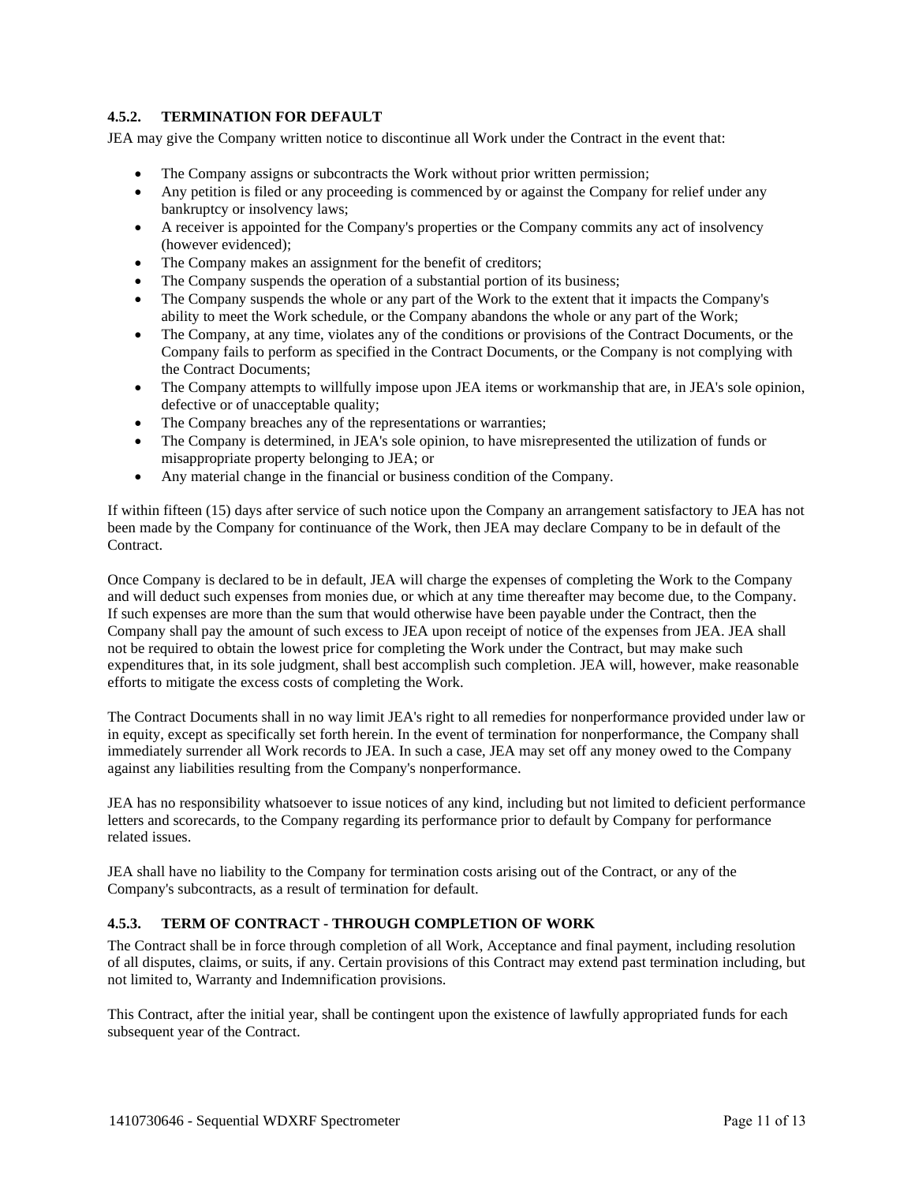### 4.5.2. TERMINATION FOR DEFAULT

JEA may give the Company written notice to discontinue all Work under the Contract in the event that:

- The Company assigns or subcontracts the Work without prior written permission;
- Any petition is filed or any proceeding is commenced by or against the Company for relief under any bankruptcy or insolvency laws;
- A receiver is appointed for the Company's properties or the Company commits any act of insolvency (however evidenced);
- The Company makes an assignment for the benefit of creditors;
- The Company suspends the operation of a substantial portion of its business;
- The Company suspends the whole or any part of the Work to the extent that it impacts the Company's ability to meet the Work schedule, or the Company abandons the whole or any part of the Work;
- The Company, at any time, violates any of the conditions or provisions of the Contract Documents, or the Company fails to perform as specified in the Contract Documents, or the Company is not complying with the Contract Documents;
- The Company attempts to willfully impose upon JEA items or workmanship that are, in JEA's sole opinion, defective or of unacceptable quality;
- The Company breaches any of the representations or warranties;
- The Company is determined, in JEA's sole opinion, to have misrepresented the utilization of funds or misappropriate property belonging to JEA; or
- Any material change in the financial or business condition of the Company.

If within fifteen (15) days after service of such notice upon the Company an arrangement satisfactory to JEA has not been made by the Company for continuance of the Work, then JEA may declare Company to be in default of the Contract.

Once Company is declared to be in default, JEA will charge the expenses of completing the Work to the Company and will deduct such expenses from monies due, or which at any time thereafter may become due, to the Company. If such expenses are more than the sum that would otherwise have been payable under the Contract, then the Company shall pay the amount of such excess to JEA upon receipt of notice of the expenses from JEA. JEA shall not be required to obtain the lowest price for completing the Work under the Contract, but may make such expenditures that, in its sole judgment, shall best accomplish such completion. JEA will, however, make reasonable efforts to mitigate the excess costs of completing the Work.

The Contract Documents shall in no way limit JEA's right to all remedies for nonperformance provided under law or in equity, except as specifically set forth herein. In the event of termination for nonperformance, the Company shall immediately surrender all Work records to JEA. In such a case, JEA may set off any money owed to the Company against any liabilities resulting from the Company's nonperformance.

JEA has no responsibility whatsoever to issue notices of any kind, including but not limited to deficient performance letters and scorecards, to the Company regarding its performance prior to default by Company for performance related issues.

JEA shall have no liability to the Company for termination costs arising out of the Contract, or any of the Company's subcontracts, as a result of termination for default.

### 4.5.3. TERM OF CONTRACT - THROUGH COMPLETION OF WORK

The Contract shall be in force through completion of all Work, Acceptance and final payment, including resolution of all disputes, claims, or suits, if any. Certain provisions of this Contract may extend past termination including, but not limited to, Warranty and Indemnification provisions.

This Contract, after the initial year, shall be contingent upon the existence of lawfully appropriated funds for each subsequent year of the Contract.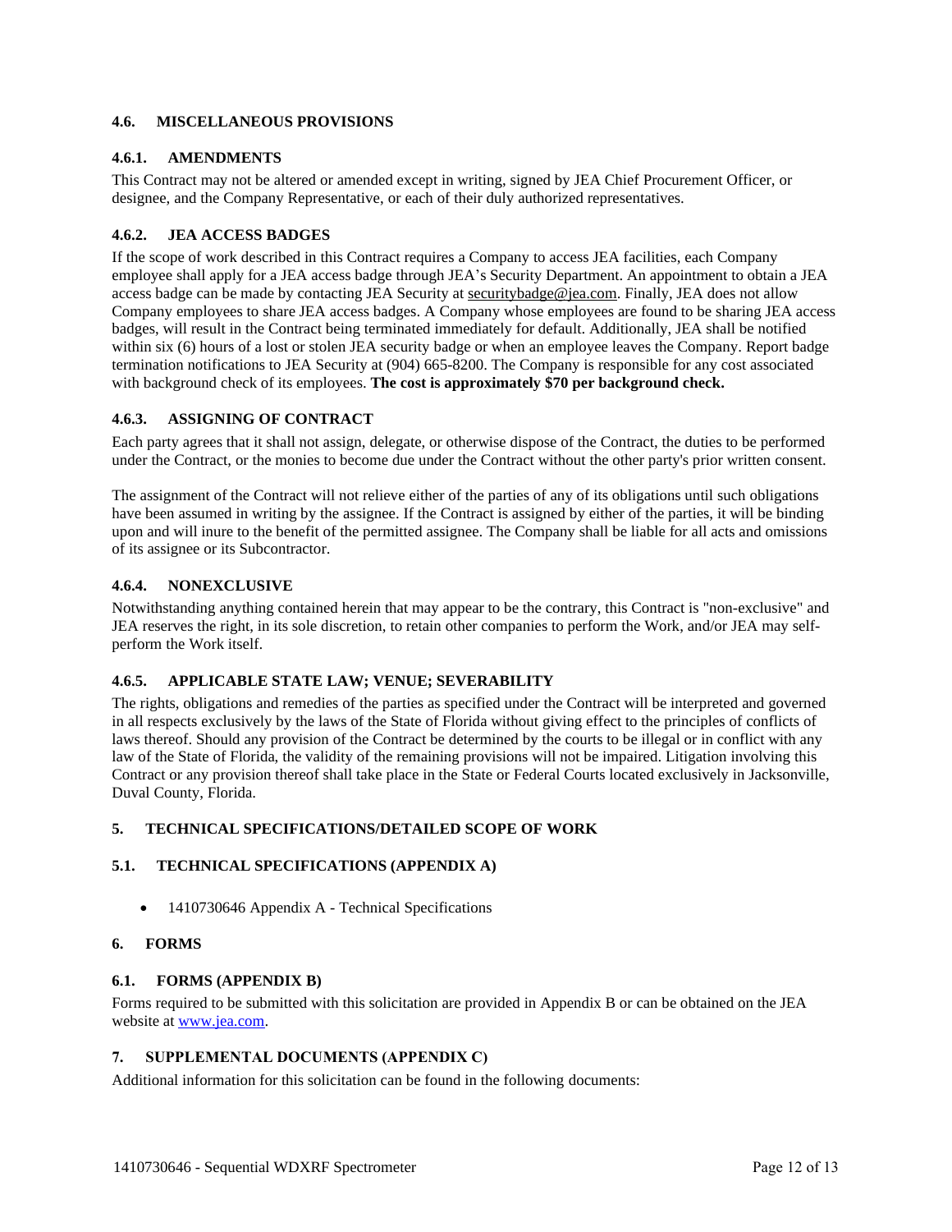### 4.6. MISCELLANEOUS PROVISIONS

#### 4.6.1. AMENDMENTS

This Contract may not be altered or amended except in writing, signed by JEA Chief Procurement Officer, or designee, and the Company Representative, or each of their duly authorized representatives.

#### 4.6.2. JEA ACCESS BADGES

If the scope of work described in this Contract requires a Company to access JEA facilities, each Company employee shall apply for a JEA access badge through JEA's Security Department. An appointment to obtain a JEA access badge can be made by contacting JEA Security at securitybadge@jea.com. Finally, JEA does not allow Company employees to share JEA access badges. A Company whose employees are found to be sharing JEA access badges, will result in the Contract being terminated immediately for default. Additionally, JEA shall be notified within six (6) hours of a lost or stolen JEA security badge or when an employee leaves the Company. Report badge termination notifications to JEA Security at (904) 665-8200. The Company is responsible for any cost associated with background check of its employees. **The cost is approximately $70 per background check.**

#### 4.6.3. ASSIGNING OF CONTRACT

Each party agrees that it shall not assign, delegate, or otherwise dispose of the Contract, the duties to be performed under the Contract, or the monies to become due under the Contract without the other party's prior written consent.

The assignment of the Contract will not relieve either of the parties of any of its obligations until such obligations have been assumed in writing by the assignee. If the Contract is assigned by either of the parties, it will be binding upon and will inure to the benefit of the permitted assignee. The Company shall be liable for all acts and omissions of its assignee or its Subcontractor.

#### 4.6.4. NONEXCLUSIVE

Notwithstanding anything contained herein that may appear to be the contrary, this Contract is "non-exclusive" and JEA reserves the right, in its sole discretion, to retain other companies to perform the Work, and/or JEA may self-perform the Work itself.

#### 4.6.5. APPLICABLE STATE LAW; VENUE; SEVERABILITY

The rights, obligations and remedies of the parties as specified under the Contract will be interpreted and governed in all respects exclusively by the laws of the State of Florida without giving effect to the principles of conflicts of laws thereof. Should any provision of the Contract be determined by the courts to be illegal or in conflict with any law of the State of Florida, the validity of the remaining provisions will not be impaired. Litigation involving this Contract or any provision thereof shall take place in the State or Federal Courts located exclusively in Jacksonville, Duval County, Florida.

## 5. TECHNICAL SPECIFICATIONS/DETAILED SCOPE OF WORK

### 5.1. TECHNICAL SPECIFICATIONS (APPENDIX A)

- 1410730646 Appendix A - Technical Specifications

## 6. FORMS

### 6.1. FORMS (APPENDIX B)

Forms required to be submitted with this solicitation are provided in Appendix B or can be obtained on the JEA website at www.jea.com.

## 7. SUPPLEMENTAL DOCUMENTS (APPENDIX C)

Additional information for this solicitation can be found in the following documents: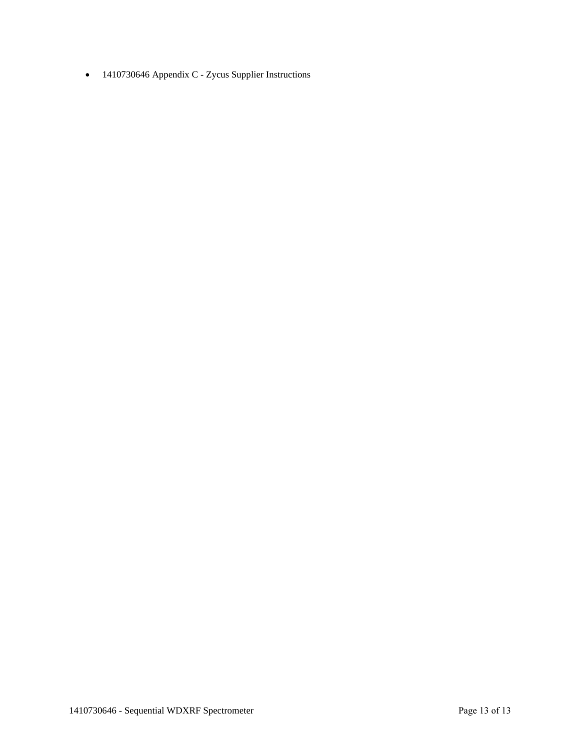- 1410730646 Appendix C - Zycus Supplier Instructions